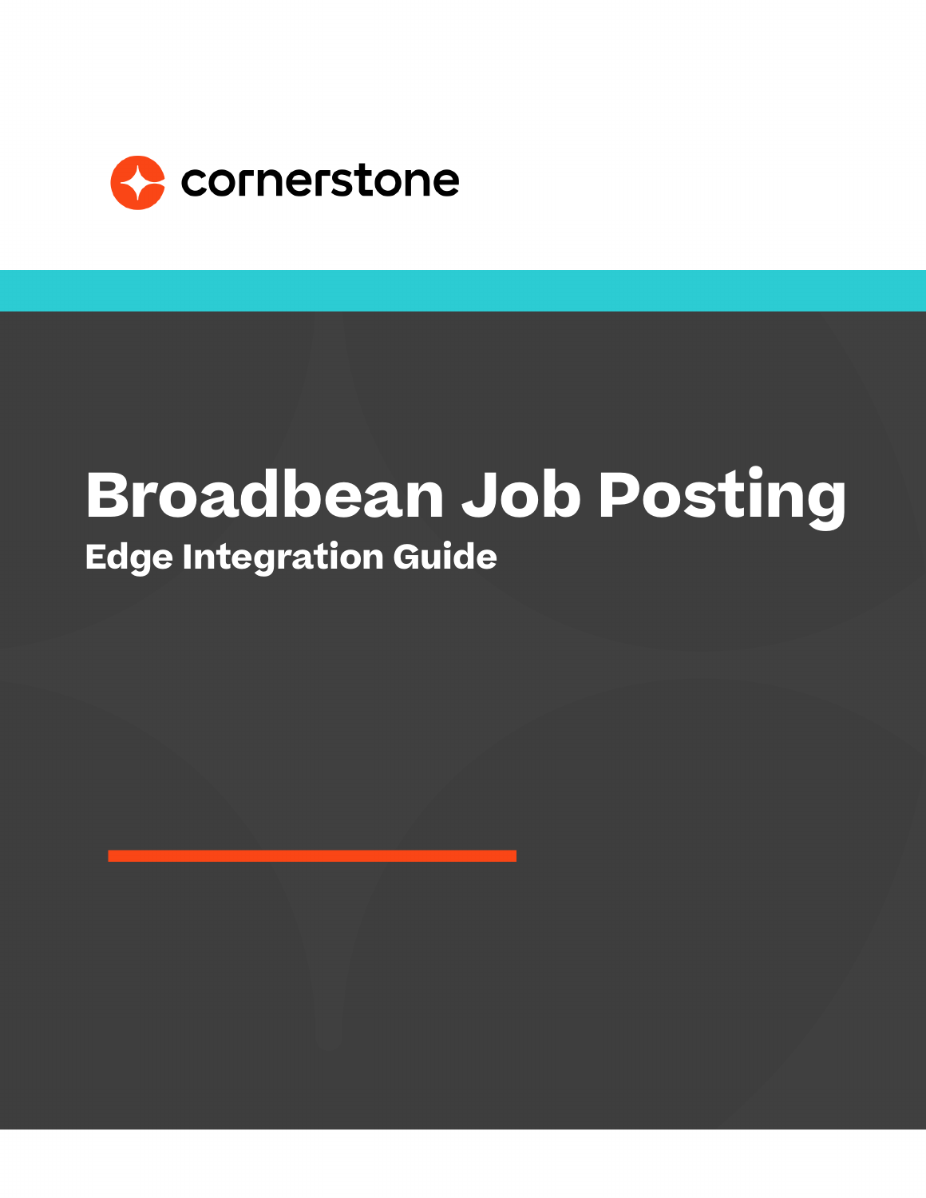cornerstone

# Broadbean Job Posting

## Edge Integration Guide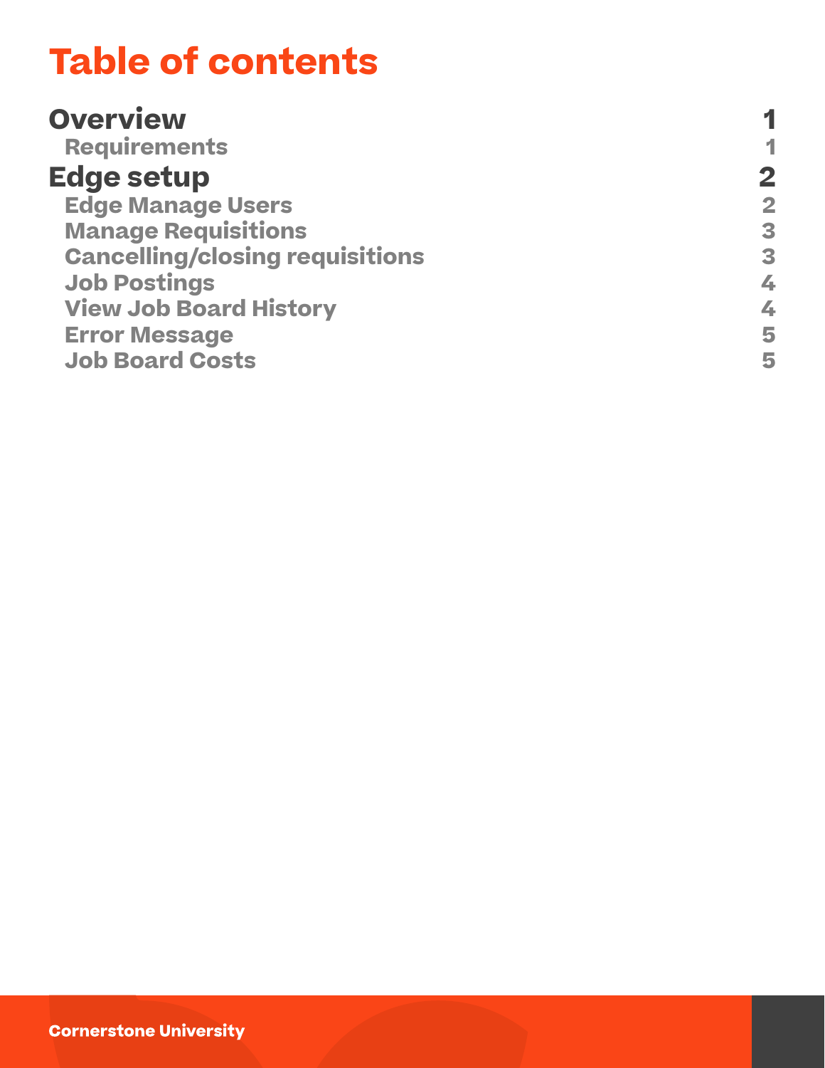# Table of contents

| | |
|---|---|
| **Overview** | **1** |
| Requirements | 1 |
| **Edge setup** | **2** |
| Edge Manage Users | 2 |
| Manage Requisitions | 3 |
| Cancelling/closing requisitions | 3 |
| Job Postings | 4 |
| View Job Board History | 4 |
| Error Message | 5 |
| Job Board Costs | 5 |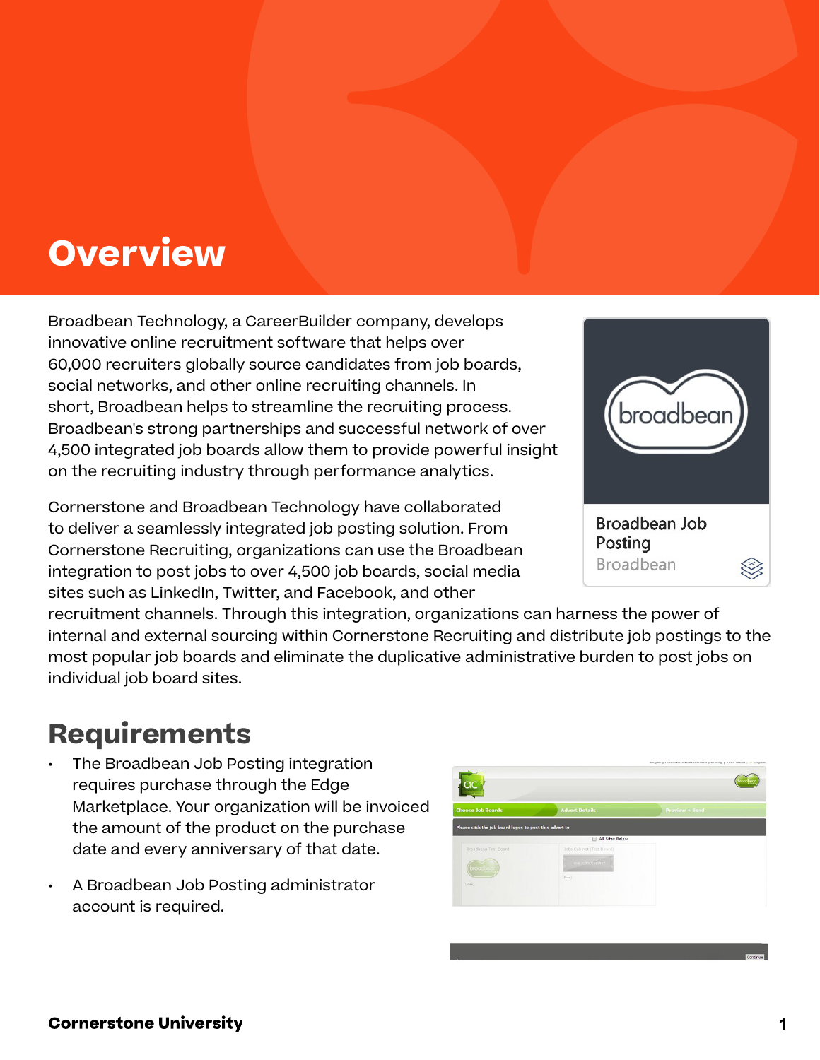# Overview

Broadbean Technology, a CareerBuilder company, develops innovative online recruitment software that helps over 60,000 recruiters globally source candidates from job boards, social networks, and other online recruiting channels. In short, Broadbean helps to streamline the recruiting process. Broadbean's strong partnerships and successful network of over 4,500 integrated job boards allow them to provide powerful insight on the recruiting industry through performance analytics.

Cornerstone and Broadbean Technology have collaborated to deliver a seamlessly integrated job posting solution. From Cornerstone Recruiting, organizations can use the Broadbean integration to post jobs to over 4,500 job boards, social media sites such as LinkedIn, Twitter, and Facebook, and other recruitment channels. Through this integration, organizations can harness the power of internal and external sourcing within Cornerstone Recruiting and distribute job postings to the most popular job boards and eliminate the duplicative administrative burden to post jobs on individual job board sites.

Broadbean Job Posting
Broadbean

## Requirements

- The Broadbean Job Posting integration requires purchase through the Edge Marketplace. Your organization will be invoiced the amount of the product on the purchase date and every anniversary of that date.
- A Broadbean Job Posting administrator account is required.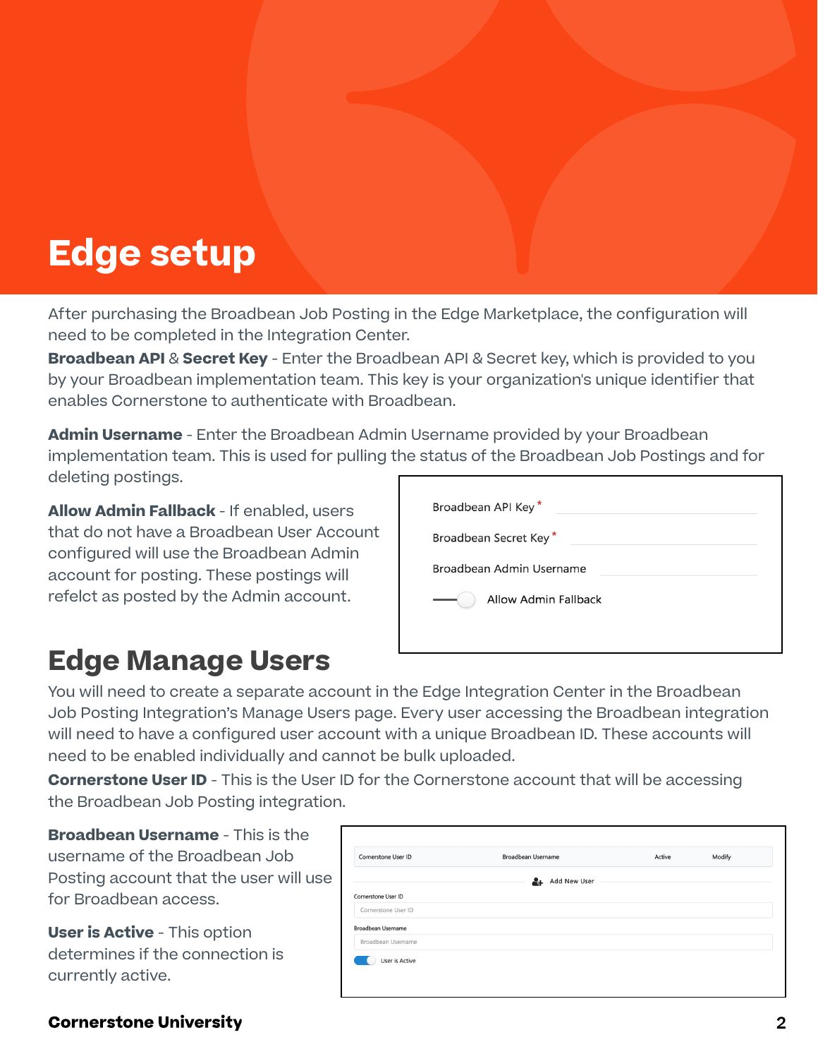# Edge setup

After purchasing the Broadbean Job Posting in the Edge Marketplace, the configuration will need to be completed in the Integration Center.

**Broadbean API** & **Secret Key** - Enter the Broadbean API & Secret key, which is provided to you by your Broadbean implementation team. This key is your organization's unique identifier that enables Cornerstone to authenticate with Broadbean.

**Admin Username** - Enter the Broadbean Admin Username provided by your Broadbean implementation team. This is used for pulling the status of the Broadbean Job Postings and for deleting postings.

**Allow Admin Fallback** - If enabled, users that do not have a Broadbean User Account configured will use the Broadbean Admin account for posting. These postings will refelct as posted by the Admin account.

Broadbean API Key *

Broadbean Secret Key *

Broadbean Admin Username

Allow Admin Fallback

# Edge Manage Users

You will need to create a separate account in the Edge Integration Center in the Broadbean Job Posting Integration's Manage Users page. Every user accessing the Broadbean integration will need to have a configured user account with a unique Broadbean ID. These accounts will need to be enabled individually and cannot be bulk uploaded.

**Cornerstone User ID** - This is the User ID for the Cornerstone account that will be accessing the Broadbean Job Posting integration.

**Broadbean Username** - This is the username of the Broadbean Job Posting account that the user will use for Broadbean access.

**User is Active** - This option determines if the connection is currently active.

| Cornerstone User ID | Broadbean Username | Active | Modify |
| --- | --- | --- | --- |

Add New User

Cornerstone User ID

Broadbean Username

User is Active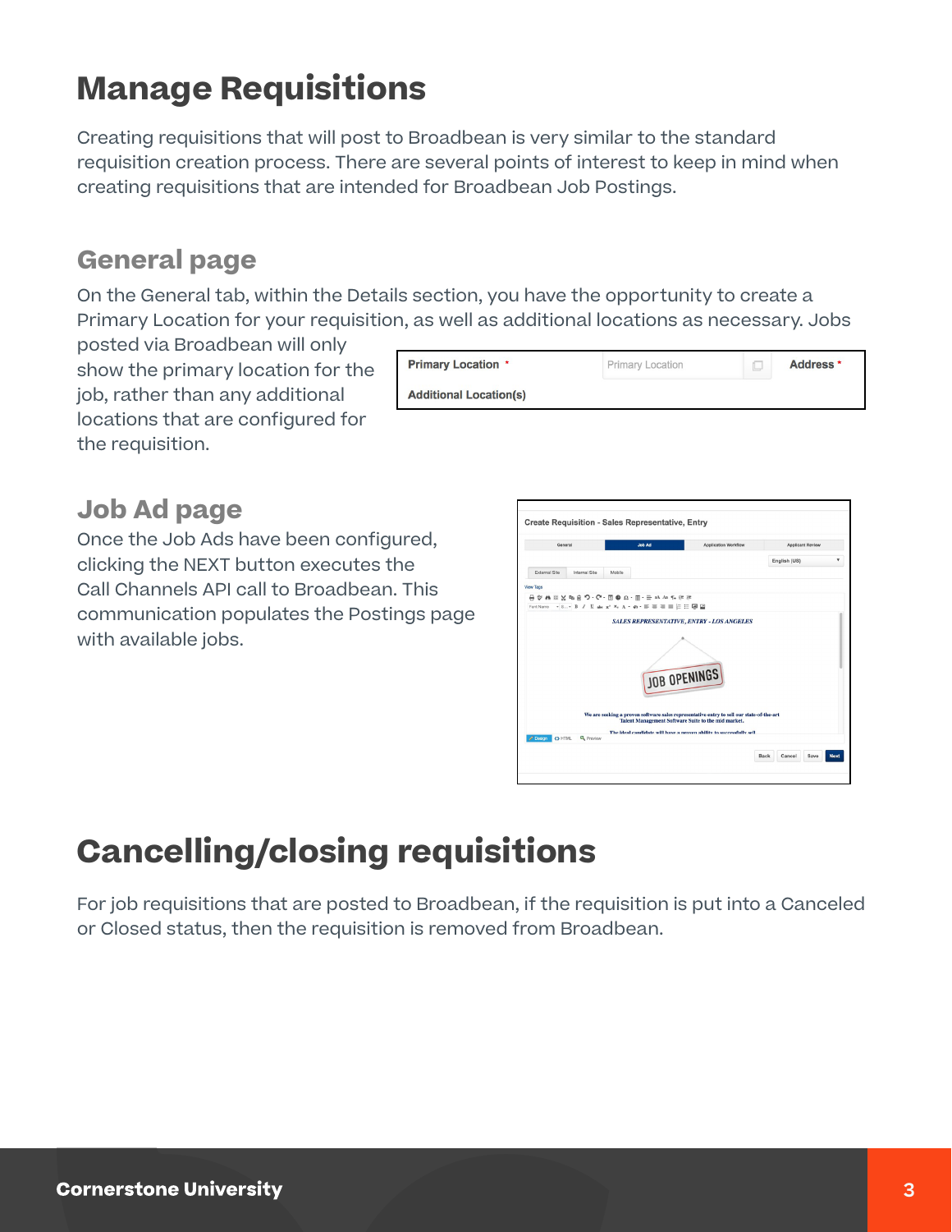# Manage Requisitions

Creating requisitions that will post to Broadbean is very similar to the standard requisition creation process. There are several points of interest to keep in mind when creating requisitions that are intended for Broadbean Job Postings.

## General page

On the General tab, within the Details section, you have the opportunity to create a Primary Location for your requisition, as well as additional locations as necessary. Jobs posted via Broadbean will only show the primary location for the job, rather than any additional locations that are configured for the requisition.

## Job Ad page

Once the Job Ads have been configured, clicking the NEXT button executes the Call Channels API call to Broadbean. This communication populates the Postings page with available jobs.

# Cancelling/closing requisitions

For job requisitions that are posted to Broadbean, if the requisition is put into a Canceled or Closed status, then the requisition is removed from Broadbean.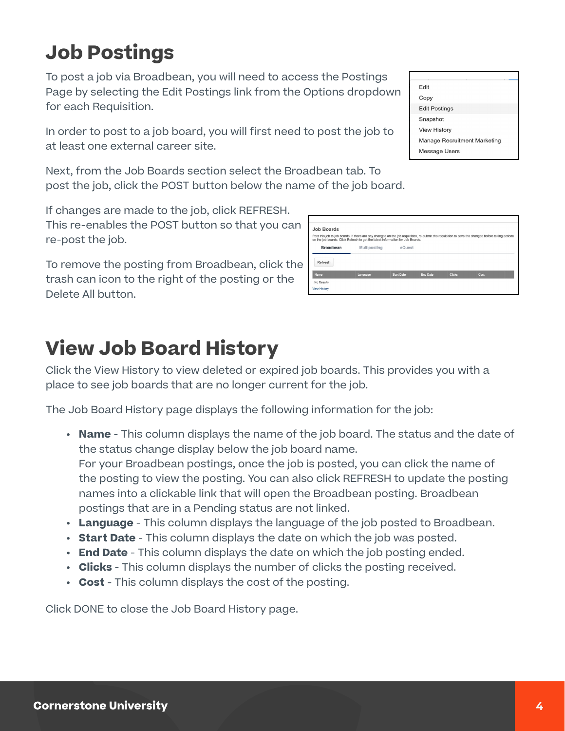# Job Postings

To post a job via Broadbean, you will need to access the Postings Page by selecting the Edit Postings link from the Options dropdown for each Requisition.

In order to post to a job board, you will first need to post the job to at least one external career site.

Next, from the Job Boards section select the Broadbean tab. To post the job, click the POST button below the name of the job board.

If changes are made to the job, click REFRESH. This re-enables the POST button so that you can re-post the job.

To remove the posting from Broadbean, click the trash can icon to the right of the posting or the Delete All button.

# View Job Board History

Click the View History to view deleted or expired job boards. This provides you with a place to see job boards that are no longer current for the job.

The Job Board History page displays the following information for the job:

- **Name** - This column displays the name of the job board. The status and the date of the status change display below the job board name.
  For your Broadbean postings, once the job is posted, you can click the name of the posting to view the posting. You can also click REFRESH to update the posting names into a clickable link that will open the Broadbean posting. Broadbean postings that are in a Pending status are not linked.
- **Language** - This column displays the language of the job posted to Broadbean.
- **Start Date** - This column displays the date on which the job was posted.
- **End Date** - This column displays the date on which the job posting ended.
- **Clicks** - This column displays the number of clicks the posting received.
- **Cost** - This column displays the cost of the posting.

Click DONE to close the Job Board History page.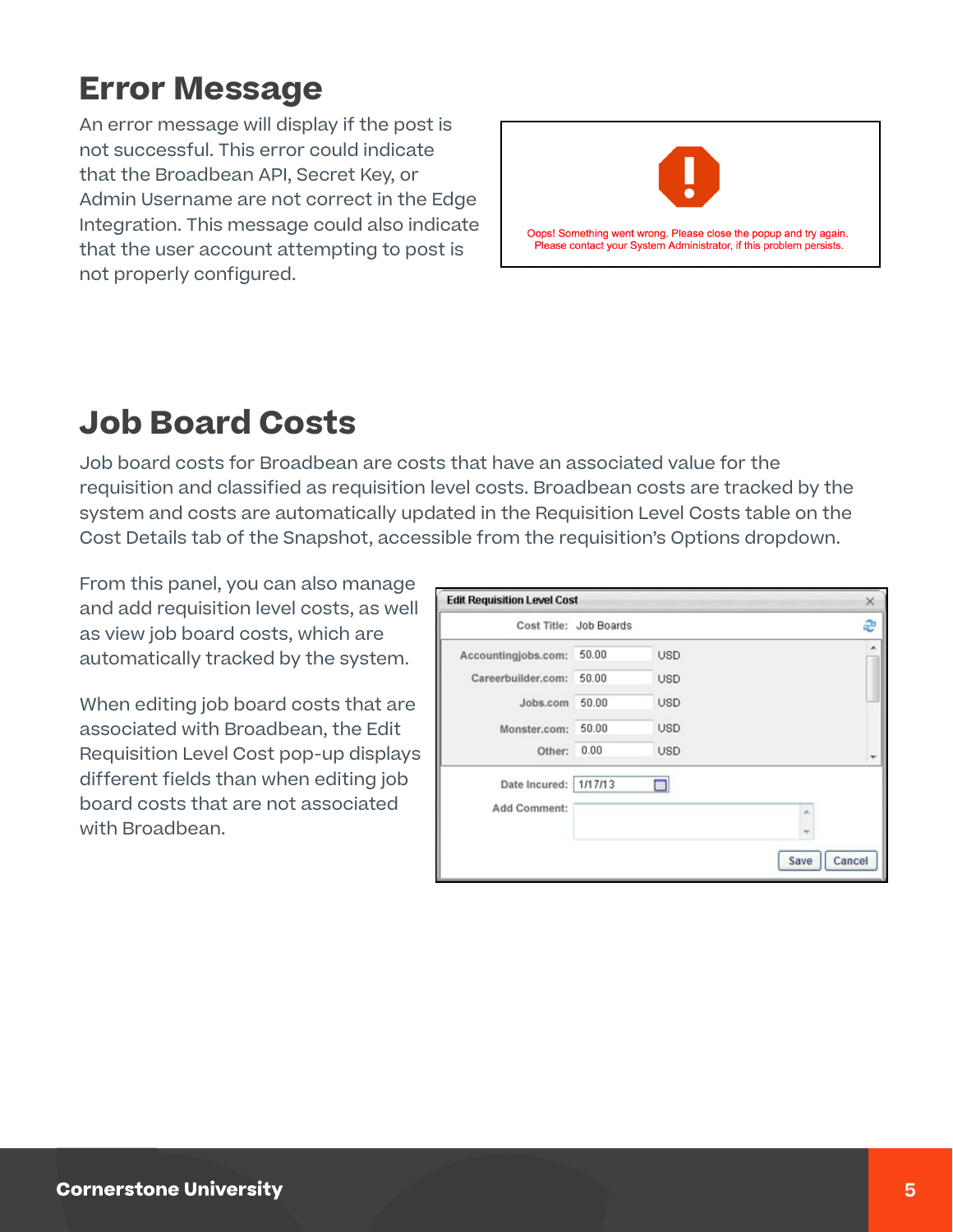## Error Message

An error message will display if the post is not successful. This error could indicate that the Broadbean API, Secret Key, or Admin Username are not correct in the Edge Integration. This message could also indicate that the user account attempting to post is not properly configured.

Oops! Something went wrong. Please close the popup and try again.
Please contact your System Administrator, if this problem persists.

## Job Board Costs

Job board costs for Broadbean are costs that have an associated value for the requisition and classified as requisition level costs. Broadbean costs are tracked by the system and costs are automatically updated in the Requisition Level Costs table on the Cost Details tab of the Snapshot, accessible from the requisition's Options dropdown.

From this panel, you can also manage and add requisition level costs, as well as view job board costs, which are automatically tracked by the system.

When editing job board costs that are associated with Broadbean, the Edit Requisition Level Cost pop-up displays different fields than when editing job board costs that are not associated with Broadbean.

Edit Requisition Level Cost

Cost Title: Job Boards

Accountingjobs.com: 50.00 USD
Careerbuilder.com: 50.00 USD
Jobs.com 50.00 USD
Monster.com: 50.00 USD
Other: 0.00 USD

Date Incured: 1/17/13
Add Comment:

Save Cancel